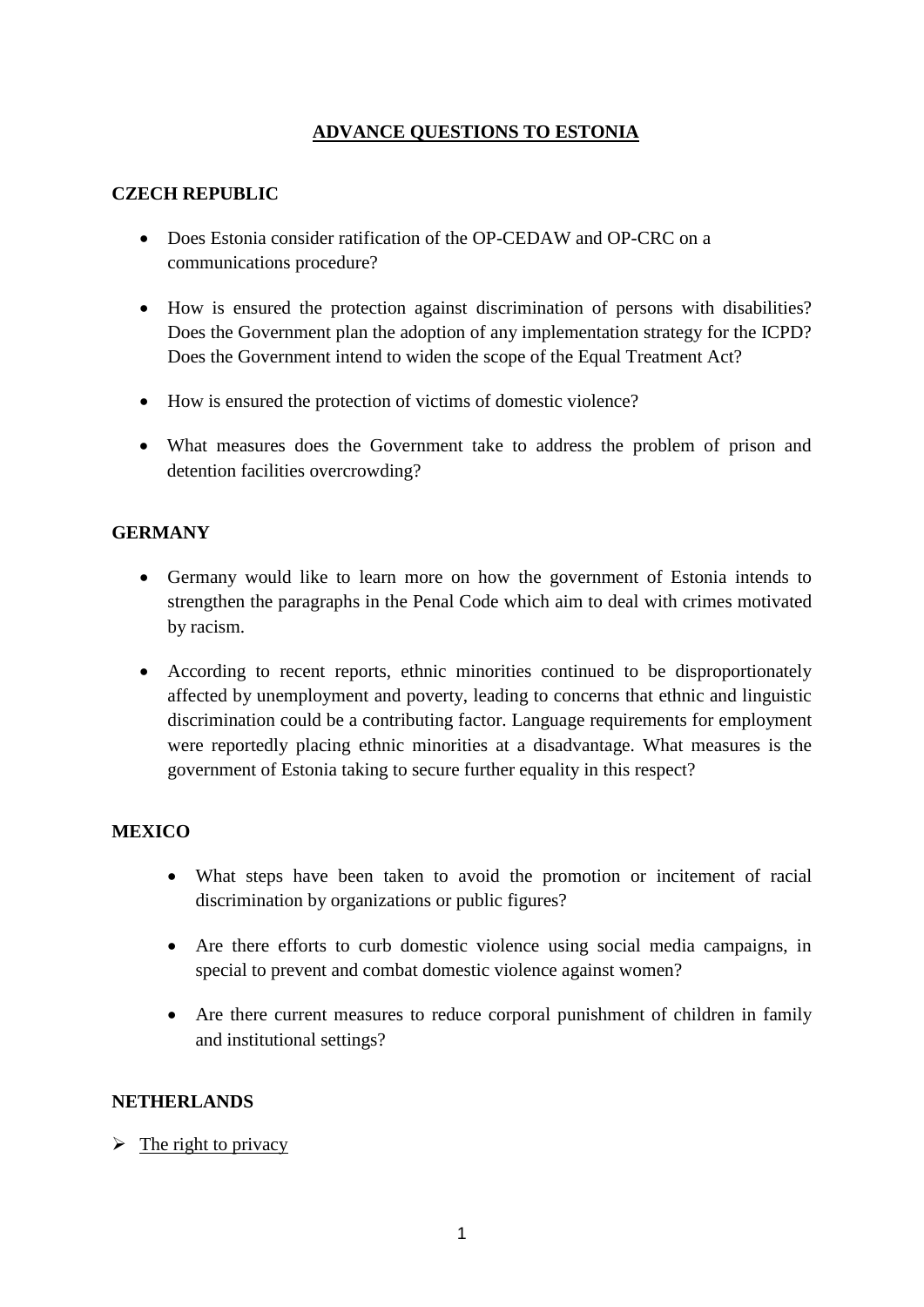# ADVANCE QUESTIONS TO ESTONIA

## CZECH REPUBLIC

- Does Estonia consider ratification of the OP-CEDAW and OP-CRC on a communications procedure?
- How is ensured the protection against discrimination of persons with disabilities? Does the Government plan the adoption of any implementation strategy for the ICPD? Does the Government intend to widen the scope of the Equal Treatment Act?
- How is ensured the protection of victims of domestic violence?
- What measures does the Government take to address the problem of prison and detention facilities overcrowding?

## GERMANY

- Germany would like to learn more on how the government of Estonia intends to strengthen the paragraphs in the Penal Code which aim to deal with crimes motivated by racism.
- According to recent reports, ethnic minorities continued to be disproportionately affected by unemployment and poverty, leading to concerns that ethnic and linguistic discrimination could be a contributing factor. Language requirements for employment were reportedly placing ethnic minorities at a disadvantage. What measures is the government of Estonia taking to secure further equality in this respect?

## MEXICO

- What steps have been taken to avoid the promotion or incitement of racial discrimination by organizations or public figures?
- Are there efforts to curb domestic violence using social media campaigns, in special to prevent and combat domestic violence against women?
- Are there current measures to reduce corporal punishment of children in family and institutional settings?

## NETHERLANDS

- The right to privacy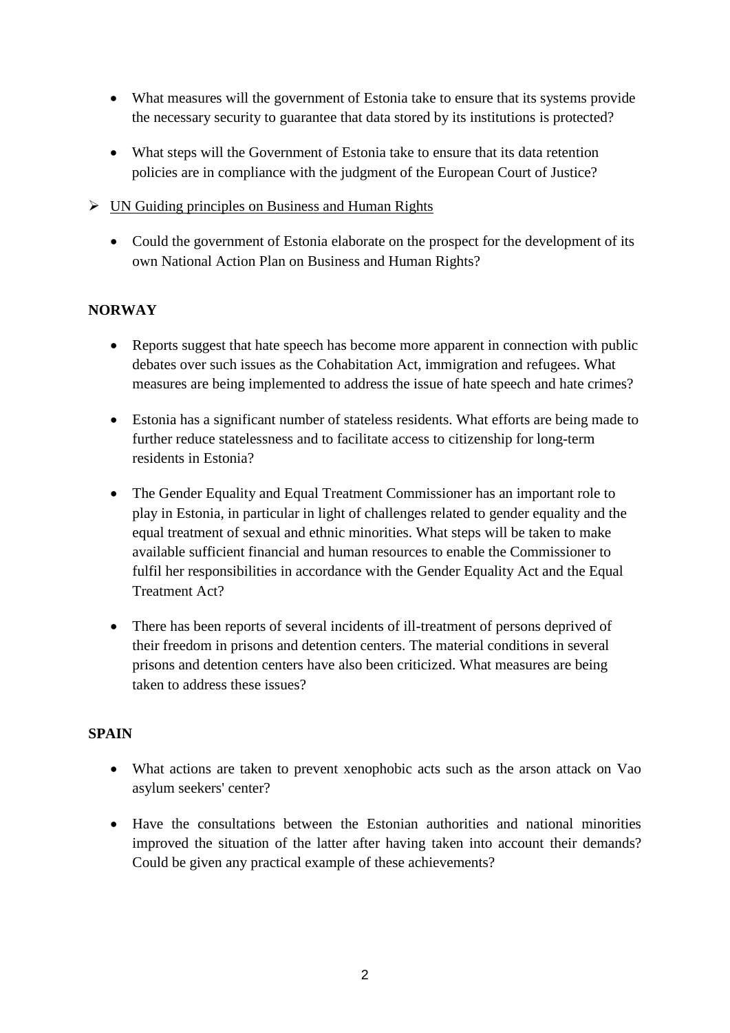- What measures will the government of Estonia take to ensure that its systems provide the necessary security to guarantee that data stored by its institutions is protected?

- What steps will the Government of Estonia take to ensure that its data retention policies are in compliance with the judgment of the European Court of Justice?

➢ UN Guiding principles on Business and Human Rights

- Could the government of Estonia elaborate on the prospect for the development of its own National Action Plan on Business and Human Rights?

**NORWAY**

- Reports suggest that hate speech has become more apparent in connection with public debates over such issues as the Cohabitation Act, immigration and refugees. What measures are being implemented to address the issue of hate speech and hate crimes?

- Estonia has a significant number of stateless residents. What efforts are being made to further reduce statelessness and to facilitate access to citizenship for long-term residents in Estonia?

- The Gender Equality and Equal Treatment Commissioner has an important role to play in Estonia, in particular in light of challenges related to gender equality and the equal treatment of sexual and ethnic minorities. What steps will be taken to make available sufficient financial and human resources to enable the Commissioner to fulfil her responsibilities in accordance with the Gender Equality Act and the Equal Treatment Act?

- There has been reports of several incidents of ill-treatment of persons deprived of their freedom in prisons and detention centers. The material conditions in several prisons and detention centers have also been criticized. What measures are being taken to address these issues?

**SPAIN**

- What actions are taken to prevent xenophobic acts such as the arson attack on Vao asylum seekers' center?

- Have the consultations between the Estonian authorities and national minorities improved the situation of the latter after having taken into account their demands? Could be given any practical example of these achievements?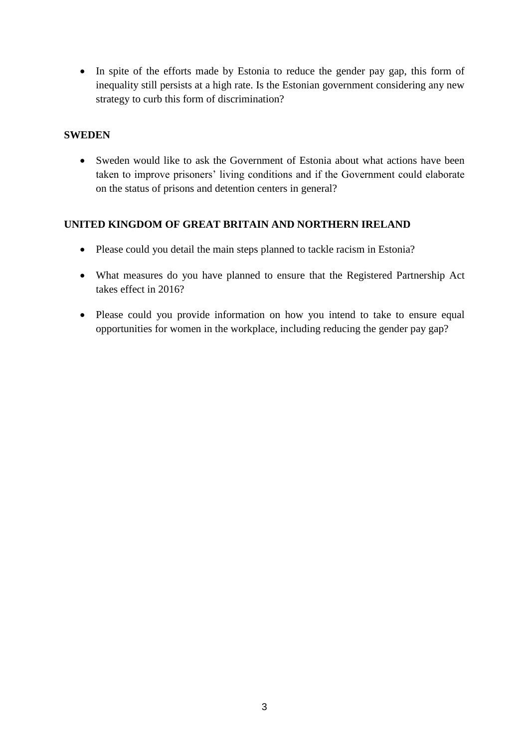- In spite of the efforts made by Estonia to reduce the gender pay gap, this form of inequality still persists at a high rate. Is the Estonian government considering any new strategy to curb this form of discrimination?

**SWEDEN**

- Sweden would like to ask the Government of Estonia about what actions have been taken to improve prisoners' living conditions and if the Government could elaborate on the status of prisons and detention centers in general?

**UNITED KINGDOM OF GREAT BRITAIN AND NORTHERN IRELAND**

- Please could you detail the main steps planned to tackle racism in Estonia?
- What measures do you have planned to ensure that the Registered Partnership Act takes effect in 2016?
- Please could you provide information on how you intend to take to ensure equal opportunities for women in the workplace, including reducing the gender pay gap?